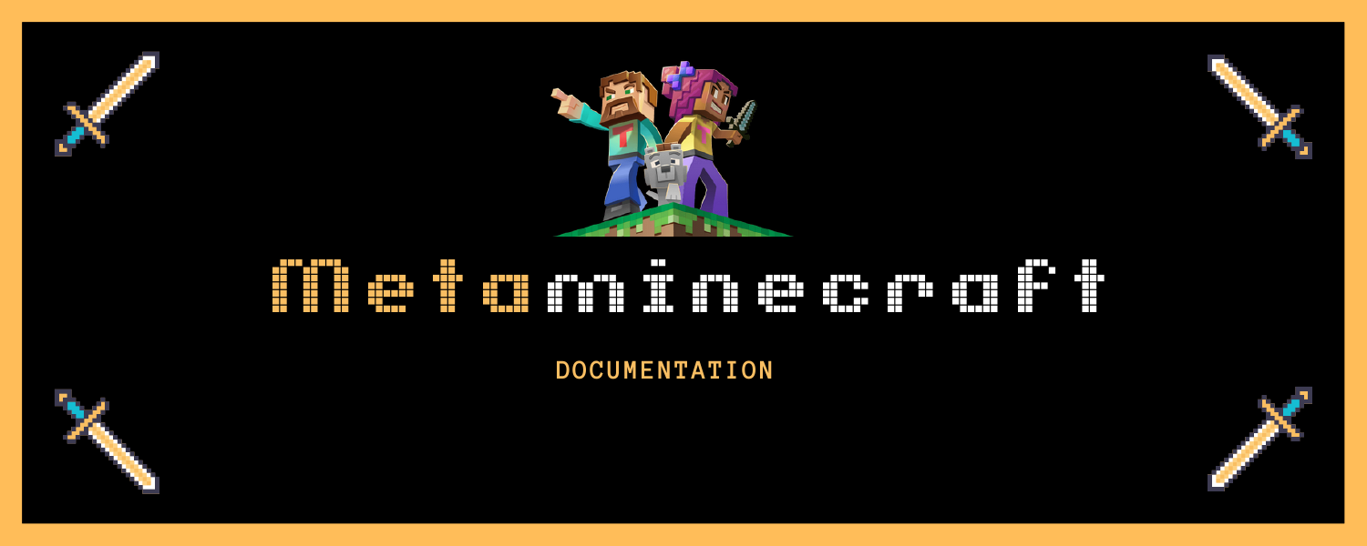# Metaminecraft

DOCUMENTATION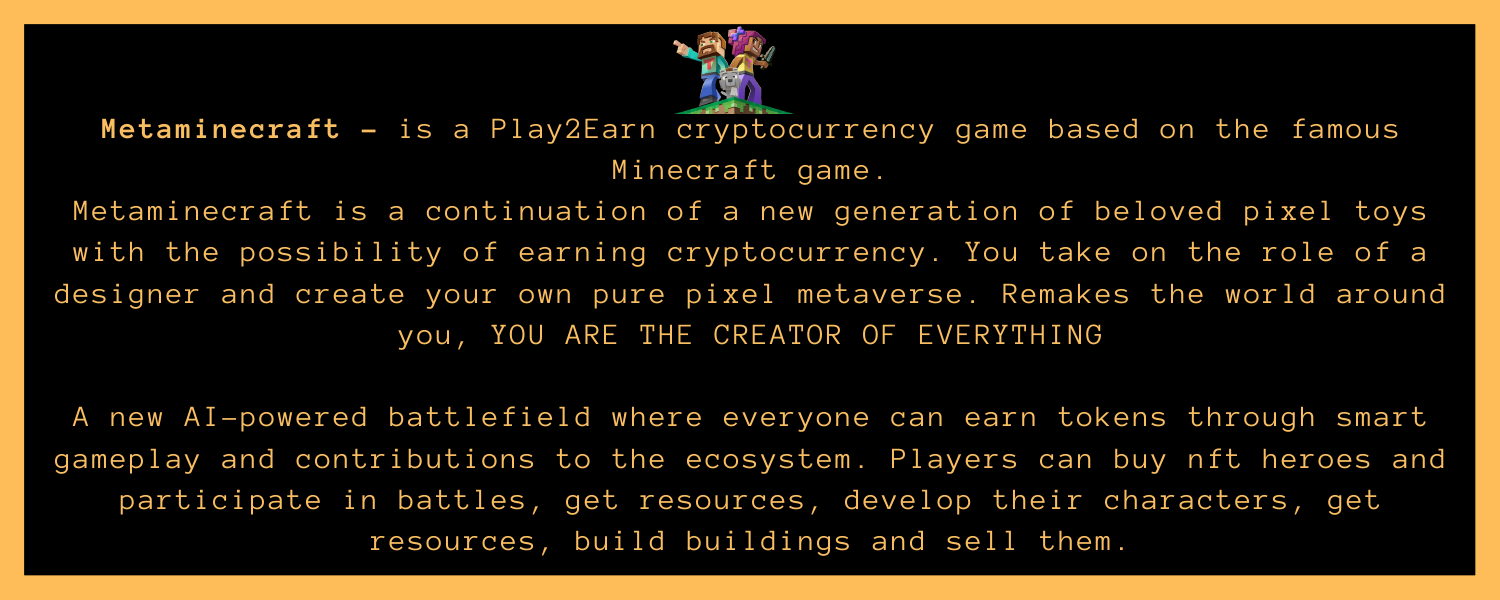**Metaminecraft -** is a Play2Earn cryptocurrency game based on the famous Minecraft game.

Metaminecraft is a continuation of a new generation of beloved pixel toys with the possibility of earning cryptocurrency. You take on the role of a designer and create your own pure pixel metaverse. Remakes the world around you, YOU ARE THE CREATOR OF EVERYTHING

A new AI-powered battlefield where everyone can earn tokens through smart gameplay and contributions to the ecosystem. Players can buy nft heroes and participate in battles, get resources, develop their characters, get resources, build buildings and sell them.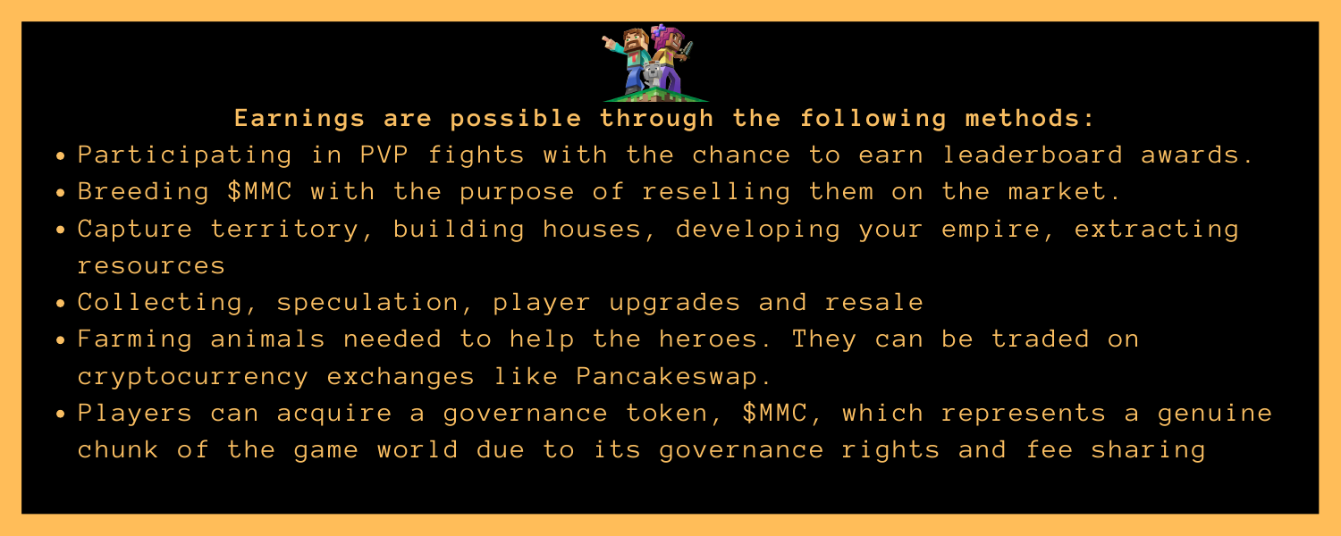**Earnings are possible through the following methods:**

- Participating in PVP fights with the chance to earn leaderboard awards.
- Breeding $MMC with the purpose of reselling them on the market.
- Capture territory, building houses, developing your empire, extracting resources
- Collecting, speculation, player upgrades and resale
- Farming animals needed to help the heroes. They can be traded on cryptocurrency exchanges like Pancakeswap.
- Players can acquire a governance token, $MMC, which represents a genuine chunk of the game world due to its governance rights and fee sharing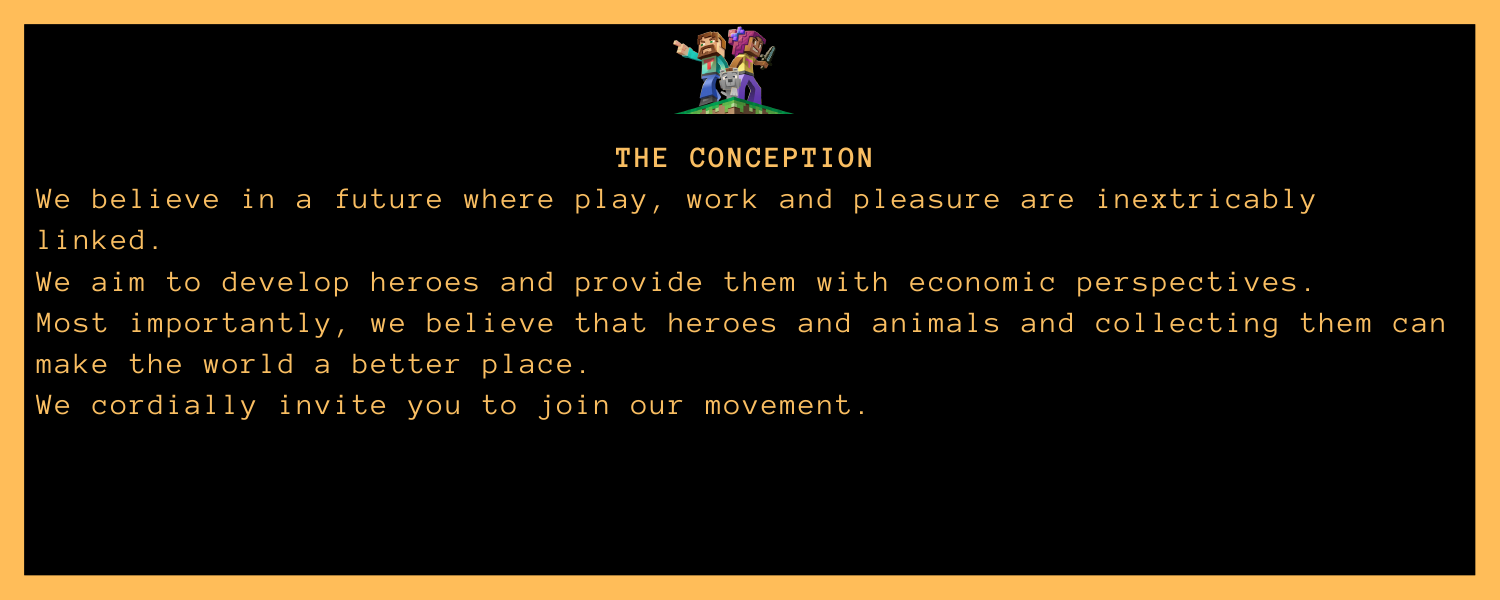## THE CONCEPTION

We believe in a future where play, work and pleasure are inextricably linked.

We aim to develop heroes and provide them with economic perspectives.

Most importantly, we believe that heroes and animals and collecting them can make the world a better place.

We cordially invite you to join our movement.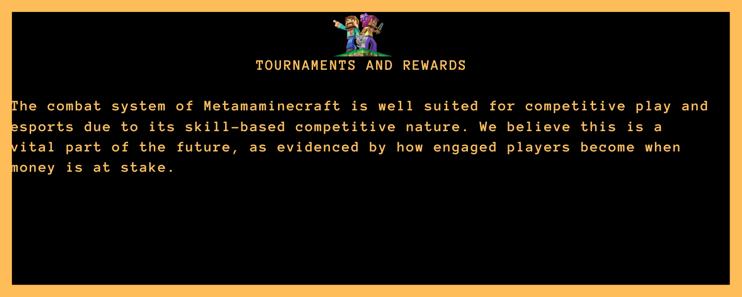# TOURNAMENTS AND REWARDS

The combat system of Metamaminecraft is well suited for competitive play and esports due to its skill-based competitive nature. We believe this is a vital part of the future, as evidenced by how engaged players become when money is at stake.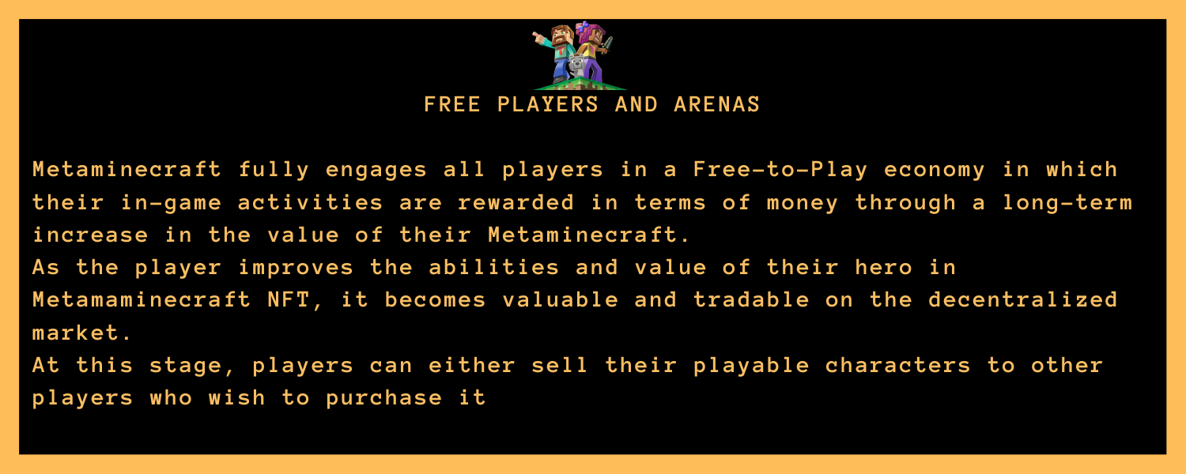## FREE PLAYERS AND ARENAS

Metaminecraft fully engages all players in a Free-to-Play economy in which their in-game activities are rewarded in terms of money through a long-term increase in the value of their Metaminecraft.

As the player improves the abilities and value of their hero in Metamaminecraft NFT, it becomes valuable and tradable on the decentralized market.

At this stage, players can either sell their playable characters to other players who wish to purchase it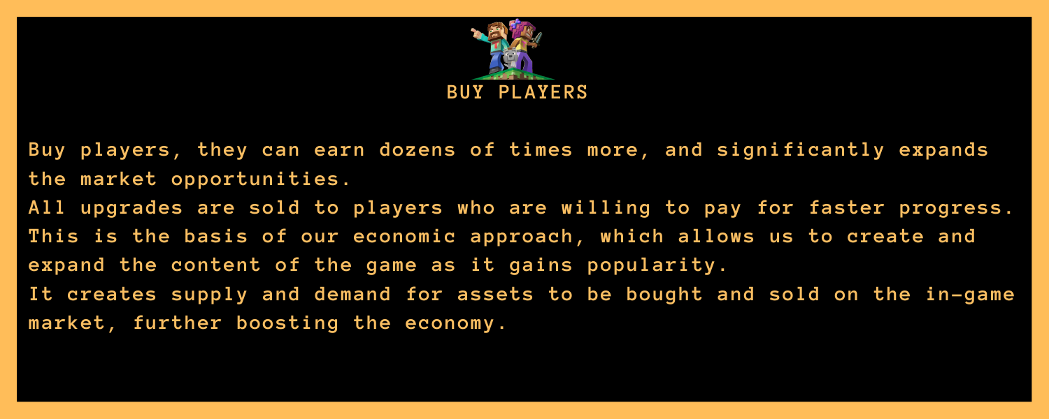# BUY PLAYERS

Buy players, they can earn dozens of times more, and significantly expands the market opportunities.
All upgrades are sold to players who are willing to pay for faster progress. This is the basis of our economic approach, which allows us to create and expand the content of the game as it gains popularity.
It creates supply and demand for assets to be bought and sold on the in-game market, further boosting the economy.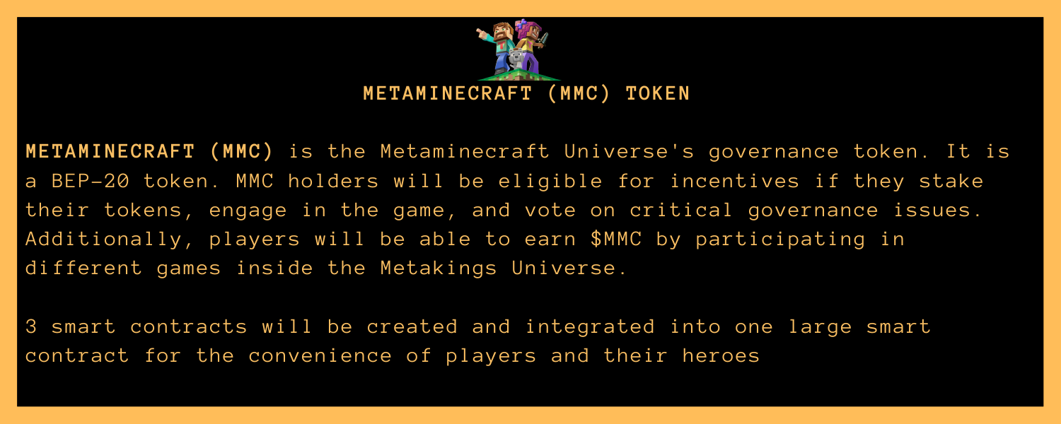# METAMINECRAFT (MMC) TOKEN

**METAMINECRAFT (MMC)** is the Metaminecraft Universe's governance token. It is a BEP-20 token. MMC holders will be eligible for incentives if they stake their tokens, engage in the game, and vote on critical governance issues. Additionally, players will be able to earn $MMC by participating in different games inside the Metakings Universe.

3 smart contracts will be created and integrated into one large smart contract for the convenience of players and their heroes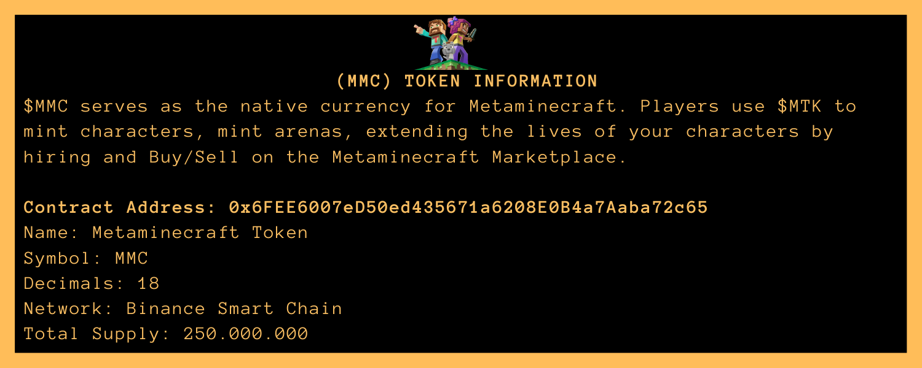## (MMC) TOKEN INFORMATION

$MMC serves as the native currency for Metaminecraft. Players use $MTK to mint characters, mint arenas, extending the lives of your characters by hiring and Buy/Sell on the Metaminecraft Marketplace.

**Contract Address: 0x6FEE6007eD50ed435671a6208E0B4a7Aaba72c65**

Name: Metaminecraft Token

Symbol: MMC

Decimals: 18

Network: Binance Smart Chain

Total Supply: 250.000.000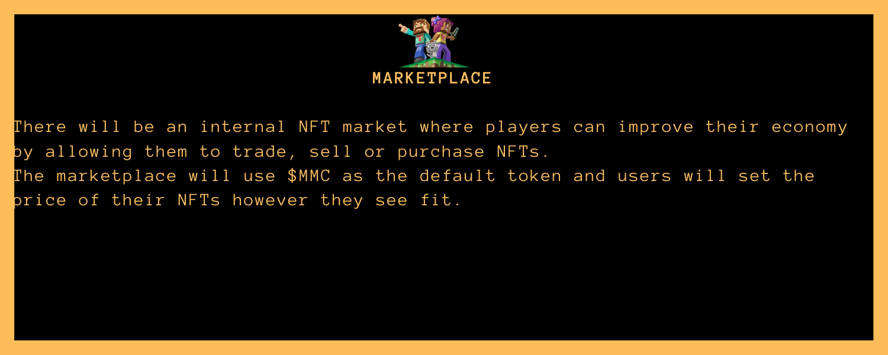# MARKETPLACE

There will be an internal NFT market where players can improve their economy by allowing them to trade, sell or purchase NFTs.
The marketplace will use $MMC as the default token and users will set the price of their NFTs however they see fit.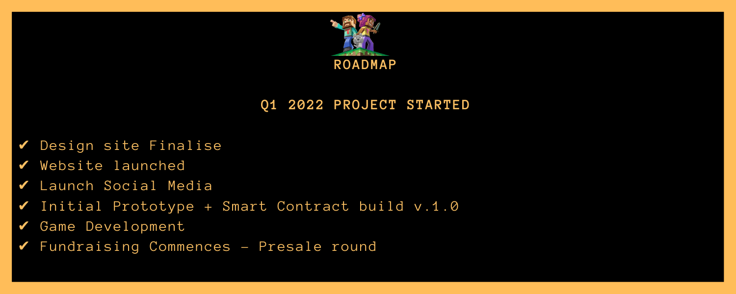# ROADMAP

## Q1 2022 PROJECT STARTED

- ✔ Design site Finalise
- ✔ Website launched
- ✔ Launch Social Media
- ✔ Initial Prototype + Smart Contract build v.1.0
- ✔ Game Development
- ✔ Fundraising Commences - Presale round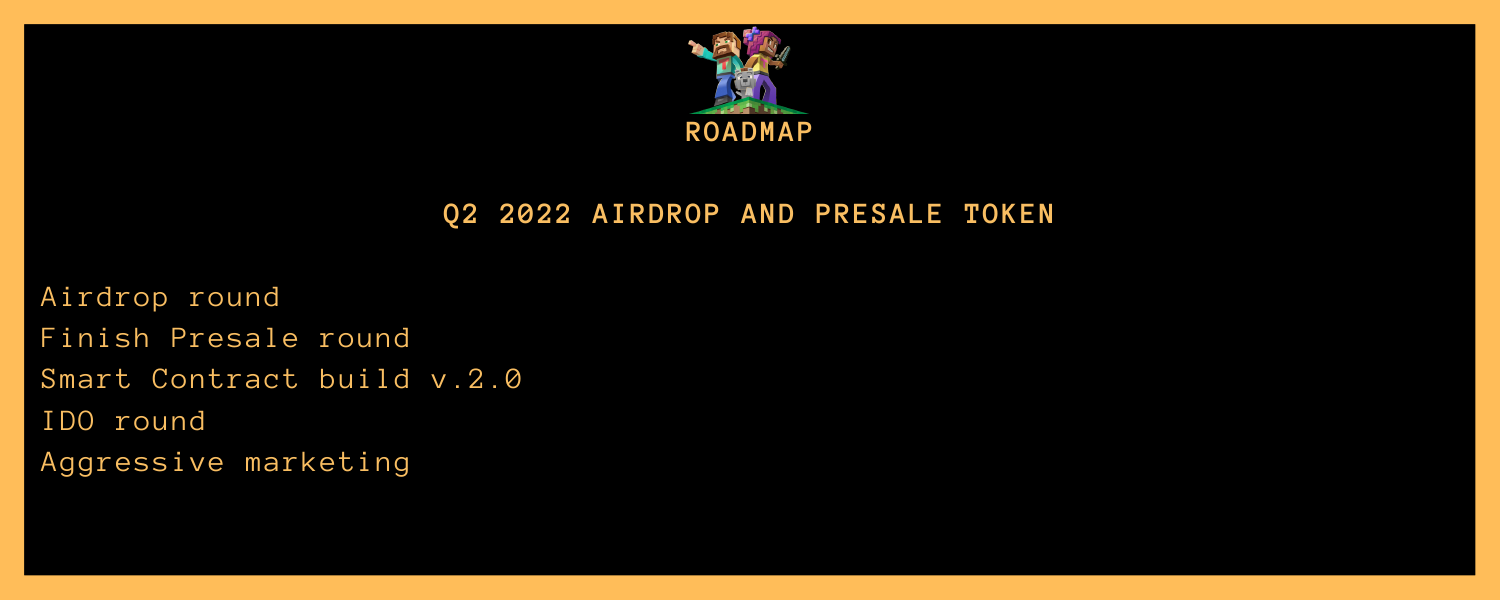# ROADMAP

## Q2 2022 AIRDROP AND PRESALE TOKEN

Airdrop round
Finish Presale round
Smart Contract build v.2.0
IDO round
Aggressive marketing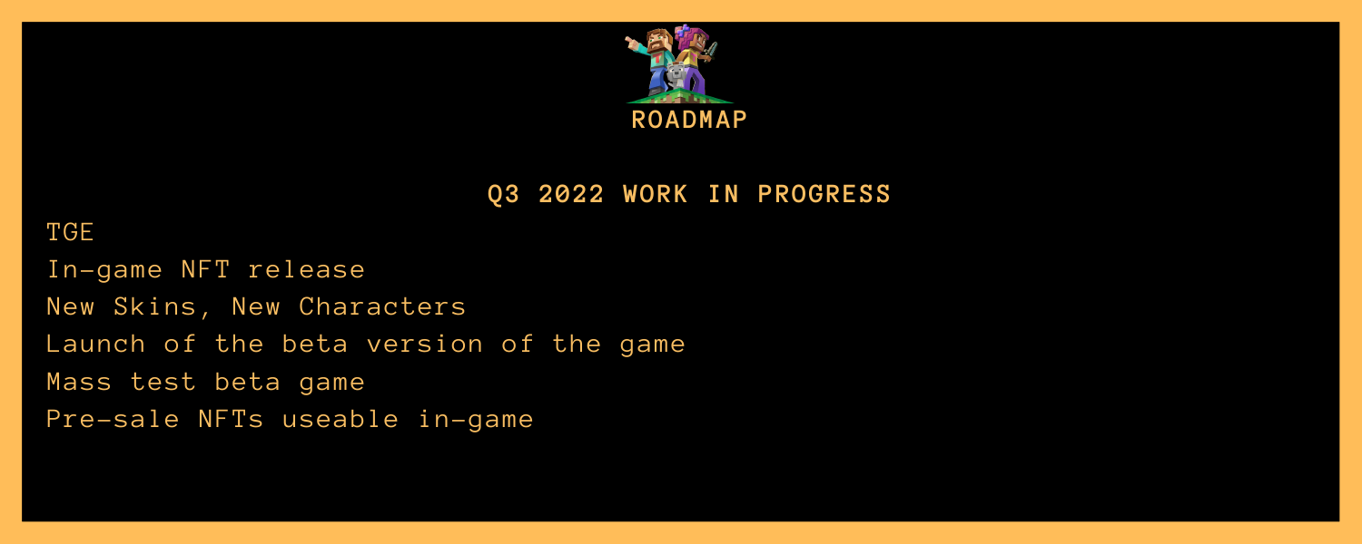# ROADMAP

## Q3 2022 WORK IN PROGRESS

- TGE
- In-game NFT release
- New Skins, New Characters
- Launch of the beta version of the game
- Mass test beta game
- Pre-sale NFTs useable in-game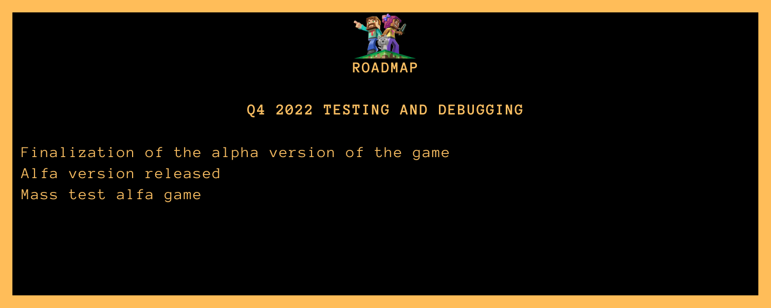# ROADMAP

## Q4 2022 TESTING AND DEBUGGING

Finalization of the alpha version of the game

Alfa version released

Mass test alfa game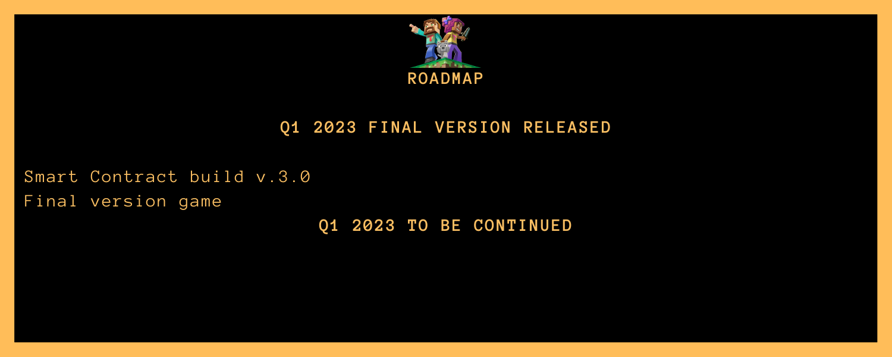# ROADMAP

## Q1 2023 FINAL VERSION RELEASED

Smart Contract build v.3.0
Final version game

**Q1 2023 TO BE CONTINUED**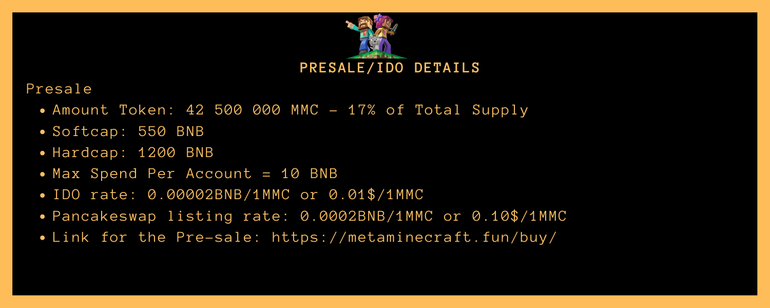## PRESALE/IDO DETAILS

Presale

- Amount Token: 42 500 000 MMC - 17% of Total Supply
- Softcap: 550 BNB
- Hardcap: 1200 BNB
- Max Spend Per Account = 10 BNB
- IDO rate: 0.00002BNB/1MMC or 0.01$/1MMC
- Pancakeswap listing rate: 0.0002BNB/1MMC or 0.10$/1MMC
- Link for the Pre-sale: https://metaminecraft.fun/buy/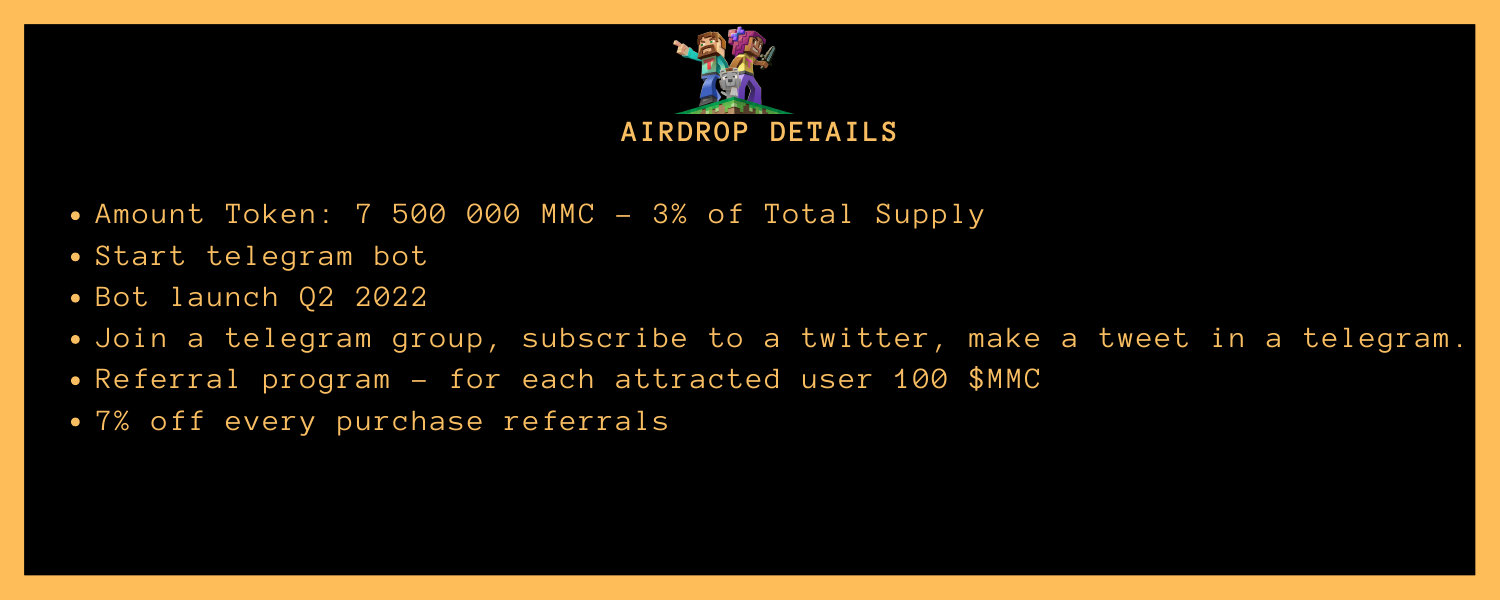## AIRDROP DETAILS

- Amount Token: 7 500 000 MMC - 3% of Total Supply
- Start telegram bot
- Bot launch Q2 2022
- Join a telegram group, subscribe to a twitter, make a tweet in a telegram.
- Referral program - for each attracted user 100 $MMC
- 7% off every purchase referrals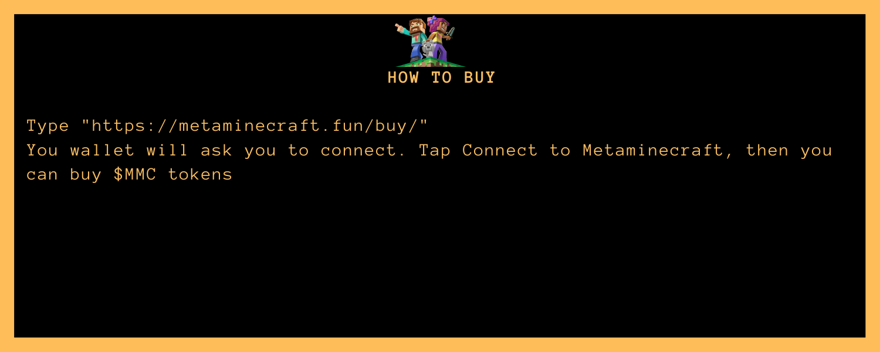## HOW TO BUY

Type "https://metaminecraft.fun/buy/"
You wallet will ask you to connect. Tap Connect to Metaminecraft, then you can buy $MMC tokens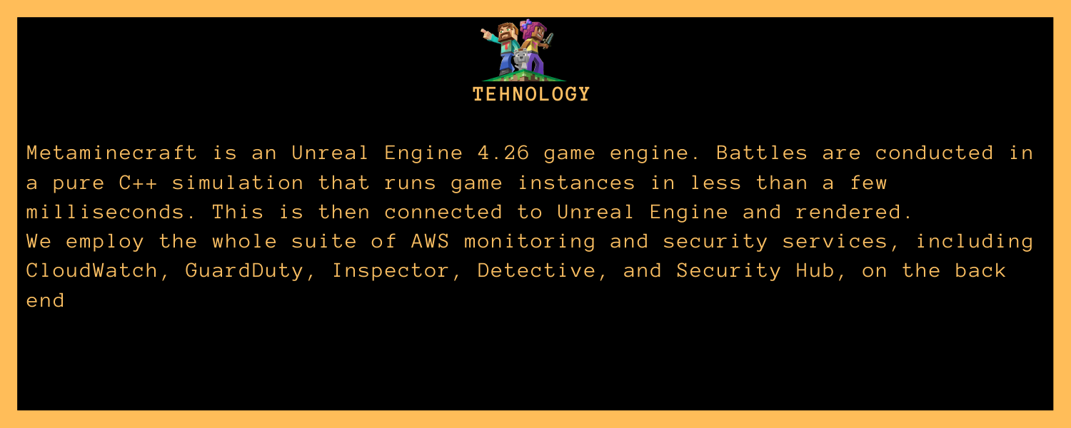# TEHNOLOGY

Metaminecraft is an Unreal Engine 4.26 game engine. Battles are conducted in a pure C++ simulation that runs game instances in less than a few milliseconds. This is then connected to Unreal Engine and rendered.
We employ the whole suite of AWS monitoring and security services, including CloudWatch, GuardDuty, Inspector, Detective, and Security Hub, on the back end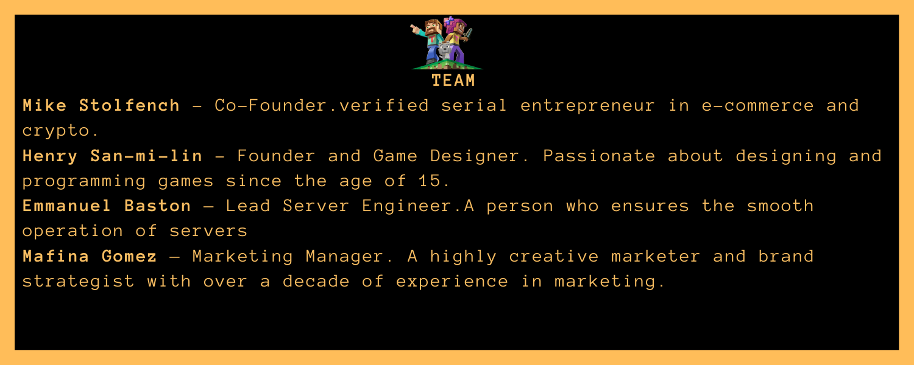# TEAM

**Mike Stolfench** - Co-Founder.verified serial entrepreneur in e-commerce and crypto.

**Henry San-mi-lin** - Founder and Game Designer. Passionate about designing and programming games since the age of 15.

**Emmanuel Baston** – Lead Server Engineer.A person who ensures the smooth operation of servers

**Mafina Gomez** – Marketing Manager. A highly creative marketer and brand strategist with over a decade of experience in marketing.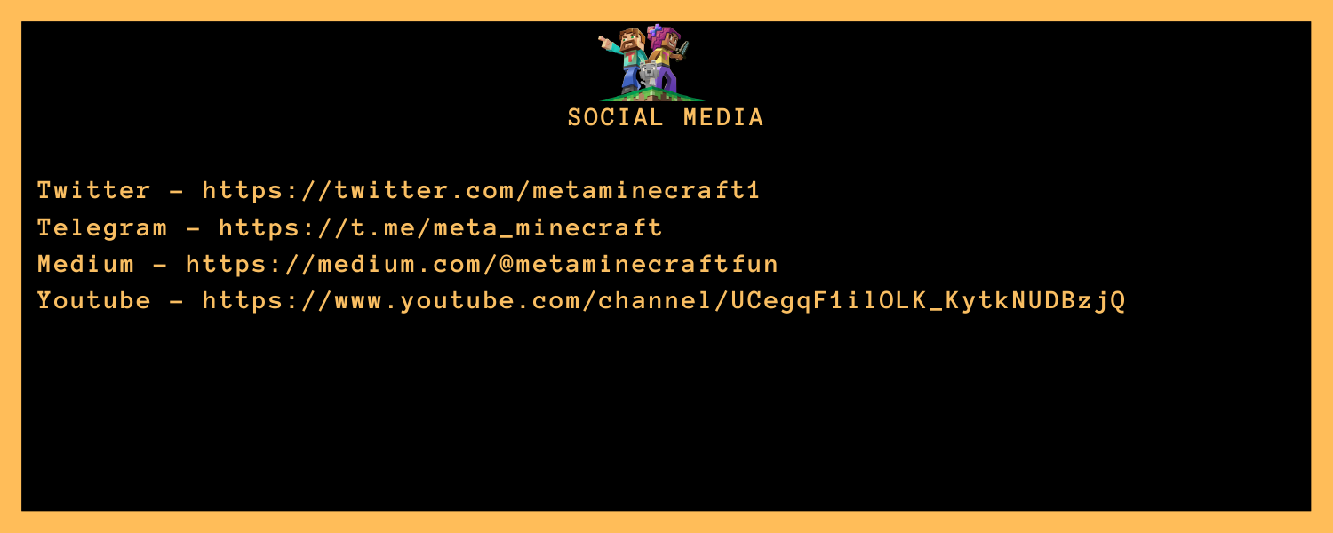## SOCIAL MEDIA

Twitter - https://twitter.com/metaminecraft1

Telegram - https://t.me/meta_minecraft

Medium - https://medium.com/@metaminecraftfun

Youtube - https://www.youtube.com/channel/UCegqF1ilOLK_KytkNUDBzjQ